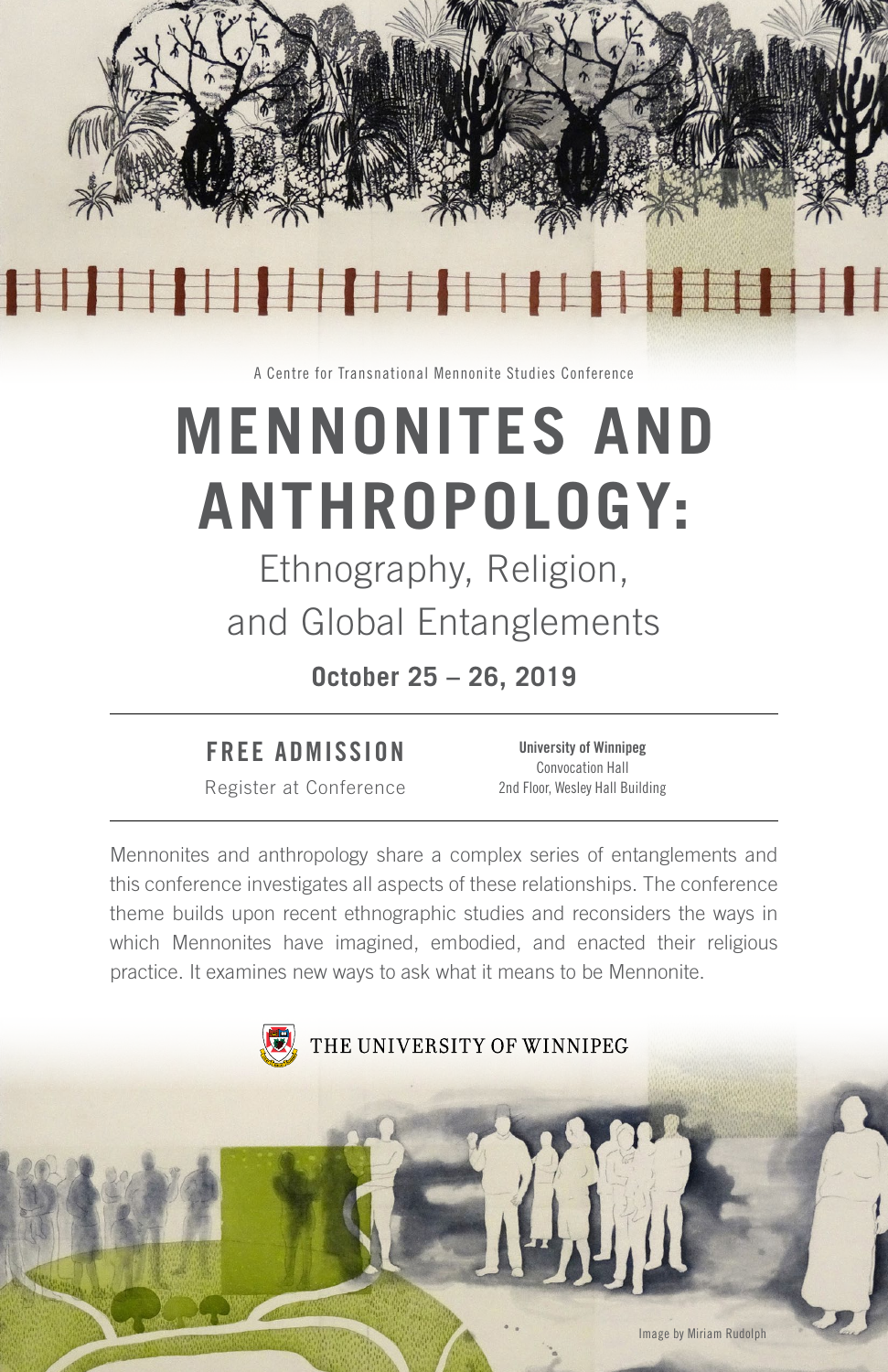A Centre for Transnational Mennonite Studies Conference

# MENNONITES AND ANTHROPOLOGY:

## Ethnography, Religion, and Global Entanglements

**October 25 – 26, 2019**

**FREE ADMISSION**

Register at Conference

**University of Winnipeg**
Convocation Hall
2nd Floor, Wesley Hall Building

Mennonites and anthropology share a complex series of entanglements and this conference investigates all aspects of these relationships. The conference theme builds upon recent ethnographic studies and reconsiders the ways in which Mennonites have imagined, embodied, and enacted their religious practice. It examines new ways to ask what it means to be Mennonite.

THE UNIVERSITY OF WINNIPEG

Image by Miriam Rudolph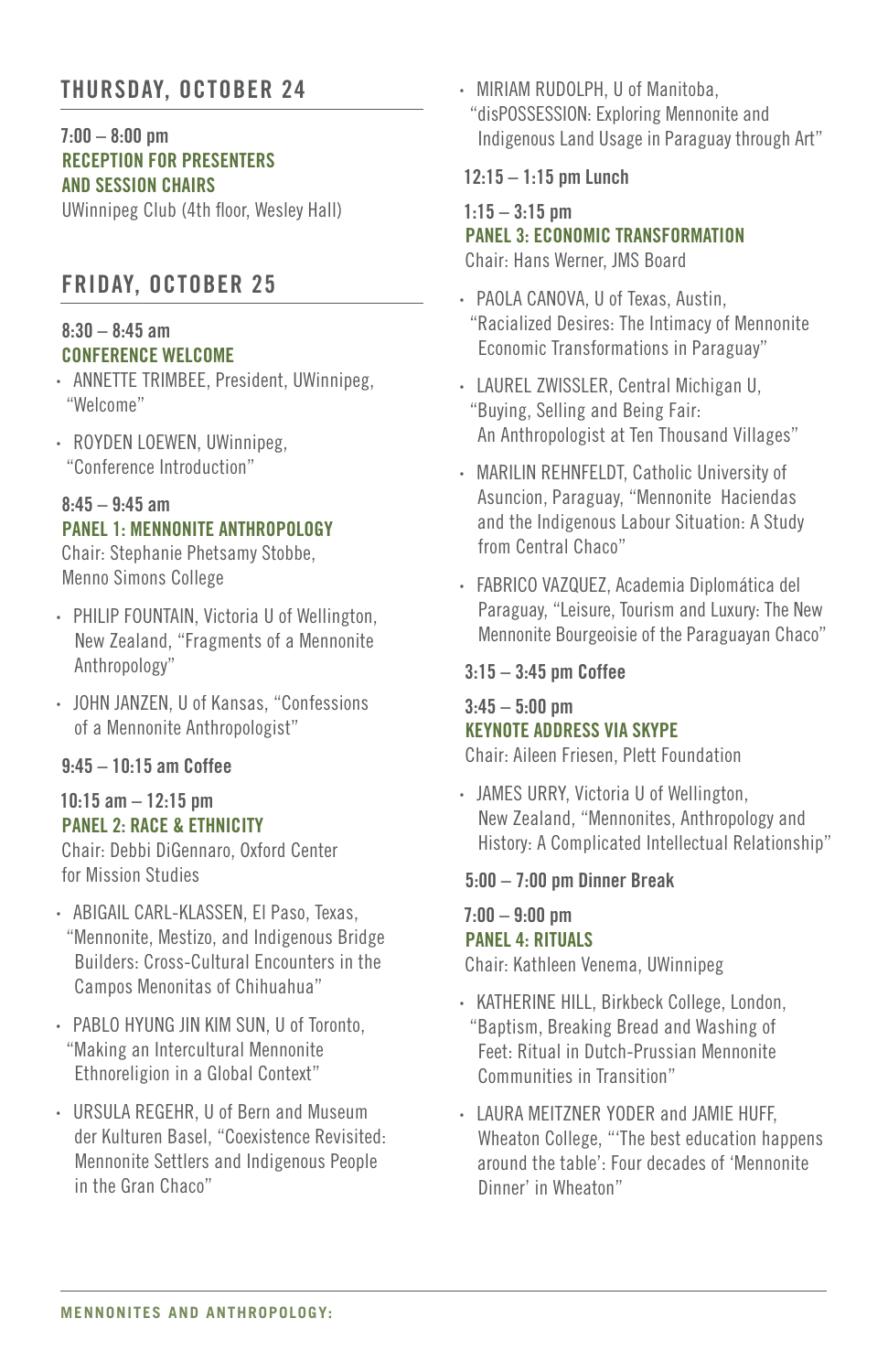## THURSDAY, OCTOBER 24

**7:00 – 8:00 pm**
**RECEPTION FOR PRESENTERS AND SESSION CHAIRS**
UWinnipeg Club (4th floor, Wesley Hall)

## FRIDAY, OCTOBER 25

**8:30 – 8:45 am**
**CONFERENCE WELCOME**

- ANNETTE TRIMBEE, President, UWinnipeg, "Welcome"
- ROYDEN LOEWEN, UWinnipeg, "Conference Introduction"

**8:45 – 9:45 am**
**PANEL 1: MENNONITE ANTHROPOLOGY**
Chair: Stephanie Phetsamy Stobbe, Menno Simons College

- PHILIP FOUNTAIN, Victoria U of Wellington, New Zealand, "Fragments of a Mennonite Anthropology"
- JOHN JANZEN, U of Kansas, "Confessions of a Mennonite Anthropologist"

**9:45 – 10:15 am Coffee**

**10:15 am – 12:15 pm**
**PANEL 2: RACE & ETHNICITY**
Chair: Debbi DiGennaro, Oxford Center for Mission Studies

- ABIGAIL CARL-KLASSEN, El Paso, Texas, "Mennonite, Mestizo, and Indigenous Bridge Builders: Cross-Cultural Encounters in the Campos Menonitas of Chihuahua"
- PABLO HYUNG JIN KIM SUN, U of Toronto, "Making an Intercultural Mennonite Ethnoreligion in a Global Context"
- URSULA REGEHR, U of Bern and Museum der Kulturen Basel, "Coexistence Revisited: Mennonite Settlers and Indigenous People in the Gran Chaco"
- MIRIAM RUDOLPH, U of Manitoba, "disPOSSESSION: Exploring Mennonite and Indigenous Land Usage in Paraguay through Art"

**12:15 – 1:15 pm Lunch**

**1:15 – 3:15 pm**
**PANEL 3: ECONOMIC TRANSFORMATION**
Chair: Hans Werner, JMS Board

- PAOLA CANOVA, U of Texas, Austin, "Racialized Desires: The Intimacy of Mennonite Economic Transformations in Paraguay"
- LAUREL ZWISSLER, Central Michigan U, "Buying, Selling and Being Fair: An Anthropologist at Ten Thousand Villages"
- MARILIN REHNFELDT, Catholic University of Asuncion, Paraguay, "Mennonite Haciendas and the Indigenous Labour Situation: A Study from Central Chaco"
- FABRICO VAZQUEZ, Academia Diplomática del Paraguay, "Leisure, Tourism and Luxury: The New Mennonite Bourgeoisie of the Paraguayan Chaco"

**3:15 – 3:45 pm Coffee**

**3:45 – 5:00 pm**
**KEYNOTE ADDRESS VIA SKYPE**
Chair: Aileen Friesen, Plett Foundation

- JAMES URRY, Victoria U of Wellington, New Zealand, "Mennonites, Anthropology and History: A Complicated Intellectual Relationship"

**5:00 – 7:00 pm Dinner Break**

**7:00 – 9:00 pm**
**PANEL 4: RITUALS**
Chair: Kathleen Venema, UWinnipeg

- KATHERINE HILL, Birkbeck College, London, "Baptism, Breaking Bread and Washing of Feet: Ritual in Dutch-Prussian Mennonite Communities in Transition"
- LAURA MEITZNER YODER and JAMIE HUFF, Wheaton College, "'The best education happens around the table': Four decades of 'Mennonite Dinner' in Wheaton"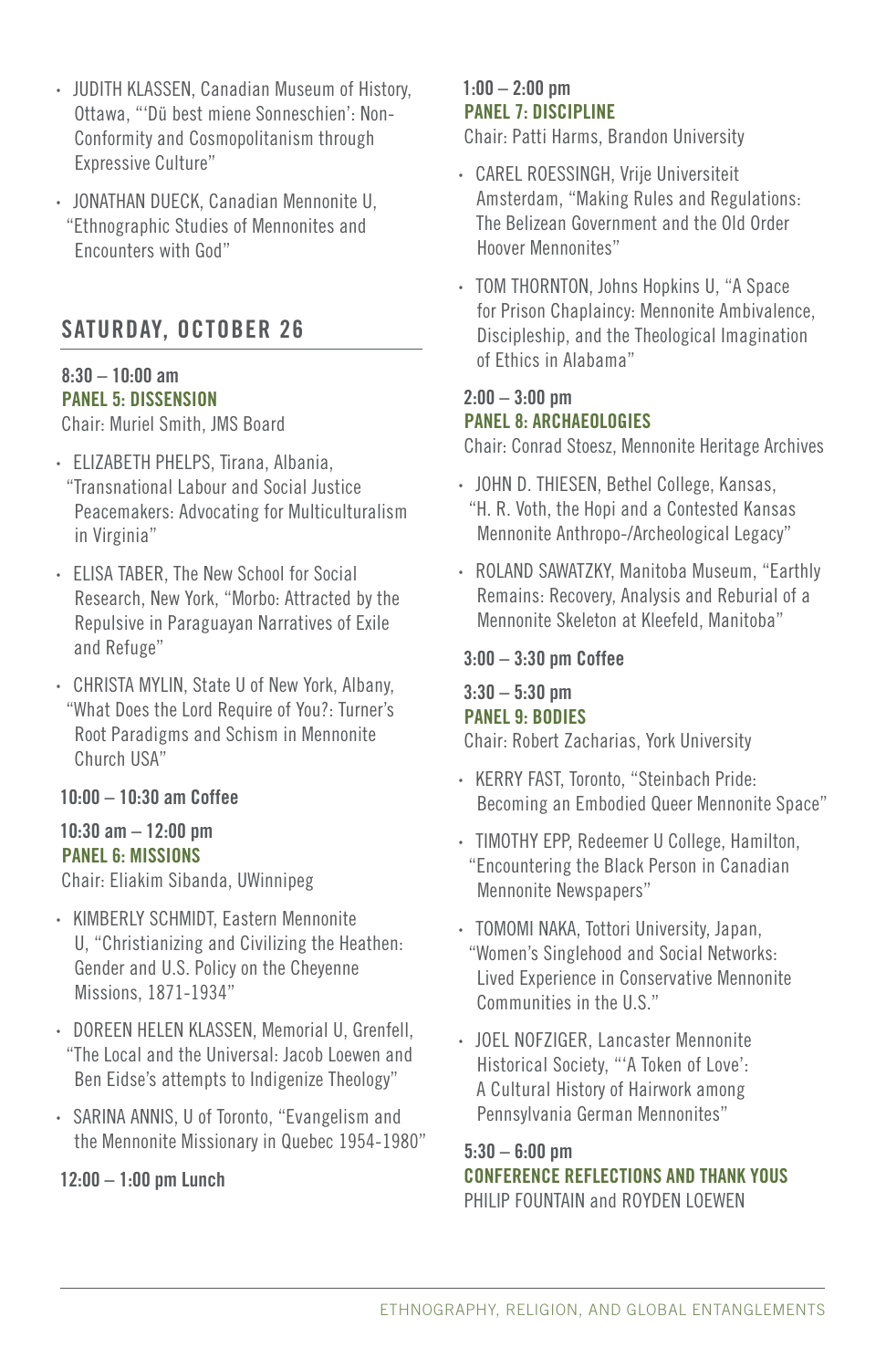- JUDITH KLASSEN, Canadian Museum of History, Ottawa, "'Dü best miene Sonneschien': Non-Conformity and Cosmopolitanism through Expressive Culture"
- JONATHAN DUECK, Canadian Mennonite U, "Ethnographic Studies of Mennonites and Encounters with God"

## SATURDAY, OCTOBER 26

**8:30 – 10:00 am**
**PANEL 5: DISSENSION**
Chair: Muriel Smith, JMS Board

- ELIZABETH PHELPS, Tirana, Albania, "Transnational Labour and Social Justice Peacemakers: Advocating for Multiculturalism in Virginia"
- ELISA TABER, The New School for Social Research, New York, "Morbo: Attracted by the Repulsive in Paraguayan Narratives of Exile and Refuge"
- CHRISTA MYLIN, State U of New York, Albany, "What Does the Lord Require of You?: Turner's Root Paradigms and Schism in Mennonite Church USA"

**10:00 – 10:30 am Coffee**

**10:30 am – 12:00 pm**
**PANEL 6: MISSIONS**
Chair: Eliakim Sibanda, UWinnipeg

- KIMBERLY SCHMIDT, Eastern Mennonite U, "Christianizing and Civilizing the Heathen: Gender and U.S. Policy on the Cheyenne Missions, 1871-1934"
- DOREEN HELEN KLASSEN, Memorial U, Grenfell, "The Local and the Universal: Jacob Loewen and Ben Eidse's attempts to Indigenize Theology"
- SARINA ANNIS, U of Toronto, "Evangelism and the Mennonite Missionary in Quebec 1954-1980"

**12:00 – 1:00 pm Lunch**

**1:00 – 2:00 pm**
**PANEL 7: DISCIPLINE**
Chair: Patti Harms, Brandon University

- CAREL ROESSINGH, Vrije Universiteit Amsterdam, "Making Rules and Regulations: The Belizean Government and the Old Order Hoover Mennonites"
- TOM THORNTON, Johns Hopkins U, "A Space for Prison Chaplaincy: Mennonite Ambivalence, Discipleship, and the Theological Imagination of Ethics in Alabama"

**2:00 – 3:00 pm**
**PANEL 8: ARCHAEOLOGIES**
Chair: Conrad Stoesz, Mennonite Heritage Archives

- JOHN D. THIESEN, Bethel College, Kansas, "H. R. Voth, the Hopi and a Contested Kansas Mennonite Anthropo-/Archeological Legacy"
- ROLAND SAWATZKY, Manitoba Museum, "Earthly Remains: Recovery, Analysis and Reburial of a Mennonite Skeleton at Kleefeld, Manitoba"

**3:00 – 3:30 pm Coffee**

**3:30 – 5:30 pm**
**PANEL 9: BODIES**
Chair: Robert Zacharias, York University

- KERRY FAST, Toronto, "Steinbach Pride: Becoming an Embodied Queer Mennonite Space"
- TIMOTHY EPP, Redeemer U College, Hamilton, "Encountering the Black Person in Canadian Mennonite Newspapers"
- TOMOMI NAKA, Tottori University, Japan, "Women's Singlehood and Social Networks: Lived Experience in Conservative Mennonite Communities in the U.S."
- JOEL NOFZIGER, Lancaster Mennonite Historical Society, "'A Token of Love': A Cultural History of Hairwork among Pennsylvania German Mennonites"

**5:30 – 6:00 pm**
**CONFERENCE REFLECTIONS AND THANK YOUS**
PHILIP FOUNTAIN and ROYDEN LOEWEN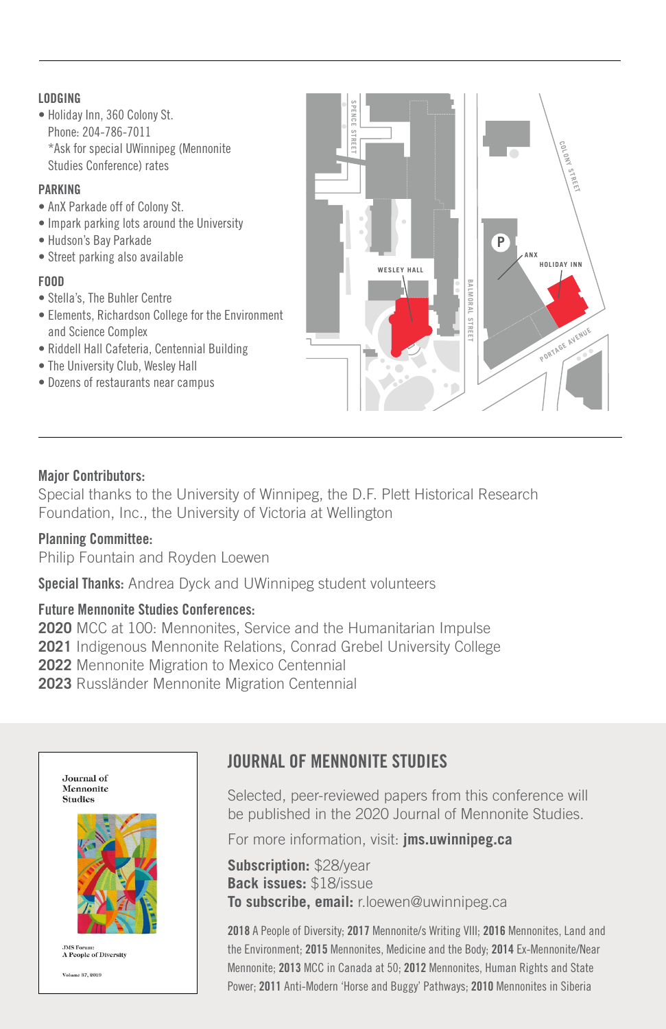## LODGING

- Holiday Inn, 360 Colony St.
  Phone: 204-786-7011
  *Ask for special UWinnipeg (Mennonite Studies Conference) rates

## PARKING

- AnX Parkade off of Colony St.
- Impark parking lots around the University
- Hudson's Bay Parkade
- Street parking also available

## FOOD

- Stella's, The Buhler Centre
- Elements, Richardson College for the Environment and Science Complex
- Riddell Hall Cafeteria, Centennial Building
- The University Club, Wesley Hall
- Dozens of restaurants near campus

SPENCE STREET
WESLEY HALL
BALMORAL STREET
COLONY STREET
P
ANX
HOLIDAY INN
PORTAGE AVENUE

**Major Contributors:**
Special thanks to the University of Winnipeg, the D.F. Plett Historical Research Foundation, Inc., the University of Victoria at Wellington

**Planning Committee:**
Philip Fountain and Royden Loewen

**Special Thanks:** Andrea Dyck and UWinnipeg student volunteers

**Future Mennonite Studies Conferences:**
**2020** MCC at 100: Mennonites, Service and the Humanitarian Impulse
**2021** Indigenous Mennonite Relations, Conrad Grebel University College
**2022** Mennonite Migration to Mexico Centennial
**2023** Russländer Mennonite Migration Centennial

Journal of Mennonite Studies

JMS Forum: A People of Diversity

Volume 37, 2019

## JOURNAL OF MENNONITE STUDIES

Selected, peer-reviewed papers from this conference will be published in the 2020 Journal of Mennonite Studies.

For more information, visit: **jms.uwinnipeg.ca**

**Subscription:** $28/year
**Back issues:** $18/issue
**To subscribe, email:** r.loewen@uwinnipeg.ca

**2018** A People of Diversity; **2017** Mennonite/s Writing VIII; **2016** Mennonites, Land and the Environment; **2015** Mennonites, Medicine and the Body; **2014** Ex-Mennonite/Near Mennonite; **2013** MCC in Canada at 50; **2012** Mennonites, Human Rights and State Power; **2011** Anti-Modern 'Horse and Buggy' Pathways; **2010** Mennonites in Siberia